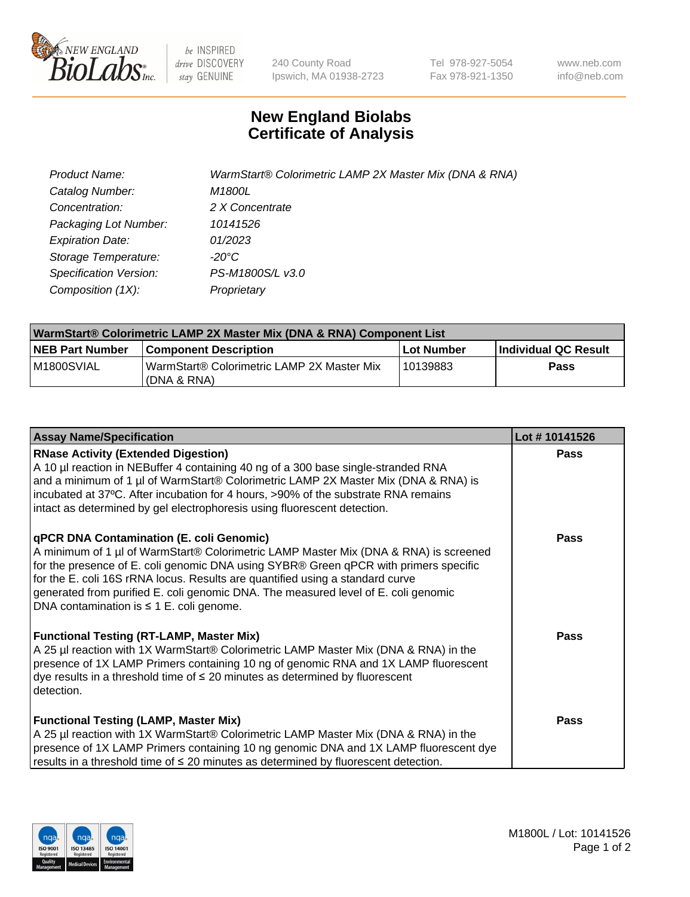New England BioLabs Inc. — be INSPIRED drive DISCOVERY stay GENUINE

240 County Road
Ipswich, MA 01938-2723

Tel 978-927-5054
Fax 978-921-1350

www.neb.com
info@neb.com

# New England Biolabs
# Certificate of Analysis

| | |
|---|---|
| *Product Name:* | *WarmStart® Colorimetric LAMP 2X Master Mix (DNA & RNA)* |
| *Catalog Number:* | *M1800L* |
| *Concentration:* | *2 X Concentrate* |
| *Packaging Lot Number:* | *10141526* |
| *Expiration Date:* | *01/2023* |
| *Storage Temperature:* | *-20°C* |
| *Specification Version:* | *PS-M1800S/L v3.0* |
| *Composition (1X):* | *Proprietary* |

| WarmStart® Colorimetric LAMP 2X Master Mix (DNA & RNA) Component List | | | |
|---|---|---|---|
| **NEB Part Number** | **Component Description** | **Lot Number** | **Individual QC Result** |
| M1800SVIAL | WarmStart® Colorimetric LAMP 2X Master Mix (DNA & RNA) | 10139883 | **Pass** |

| Assay Name/Specification | Lot # 10141526 |
|---|---|
| **RNase Activity (Extended Digestion)**<br>A 10 µl reaction in NEBuffer 4 containing 40 ng of a 300 base single-stranded RNA and a minimum of 1 µl of WarmStart® Colorimetric LAMP 2X Master Mix (DNA & RNA) is incubated at 37ºC. After incubation for 4 hours, >90% of the substrate RNA remains intact as determined by gel electrophoresis using fluorescent detection. | **Pass** |
| **qPCR DNA Contamination (E. coli Genomic)**<br>A minimum of 1 µl of WarmStart® Colorimetric LAMP Master Mix (DNA & RNA) is screened for the presence of E. coli genomic DNA using SYBR® Green qPCR with primers specific for the E. coli 16S rRNA locus. Results are quantified using a standard curve generated from purified E. coli genomic DNA. The measured level of E. coli genomic DNA contamination is ≤ 1 E. coli genome. | **Pass** |
| **Functional Testing (RT-LAMP, Master Mix)**<br>A 25 µl reaction with 1X WarmStart® Colorimetric LAMP Master Mix (DNA & RNA) in the presence of 1X LAMP Primers containing 10 ng of genomic RNA and 1X LAMP fluorescent dye results in a threshold time of ≤ 20 minutes as determined by fluorescent detection. | **Pass** |
| **Functional Testing (LAMP, Master Mix)**<br>A 25 µl reaction with 1X WarmStart® Colorimetric LAMP Master Mix (DNA & RNA) in the presence of 1X LAMP Primers containing 10 ng genomic DNA and 1X LAMP fluorescent dye results in a threshold time of ≤ 20 minutes as determined by fluorescent detection. | **Pass** |

M1800L / Lot: 10141526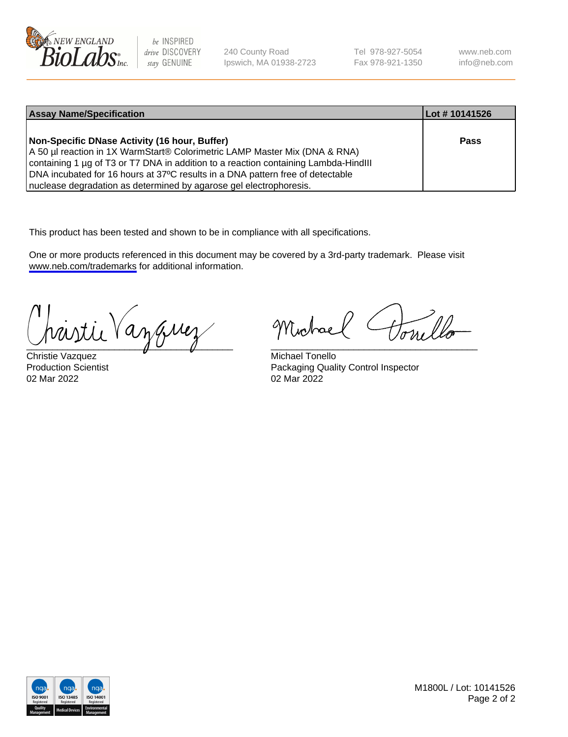| Assay Name/Specification | Lot # 10141526 |
| --- | --- |
| **Non-Specific DNase Activity (16 hour, Buffer)**<br>A 50 µl reaction in 1X WarmStart® Colorimetric LAMP Master Mix (DNA & RNA) containing 1 µg of T3 or T7 DNA in addition to a reaction containing Lambda-HindIII DNA incubated for 16 hours at 37ºC results in a DNA pattern free of detectable nuclease degradation as determined by agarose gel electrophoresis. | **Pass** |

This product has been tested and shown to be in compliance with all specifications.

One or more products referenced in this document may be covered by a 3rd-party trademark. Please visit www.neb.com/trademarks for additional information.

Christie Vazquez
Production Scientist
02 Mar 2022

Michael Tonello
Packaging Quality Control Inspector
02 Mar 2022

M1800L / Lot: 10141526